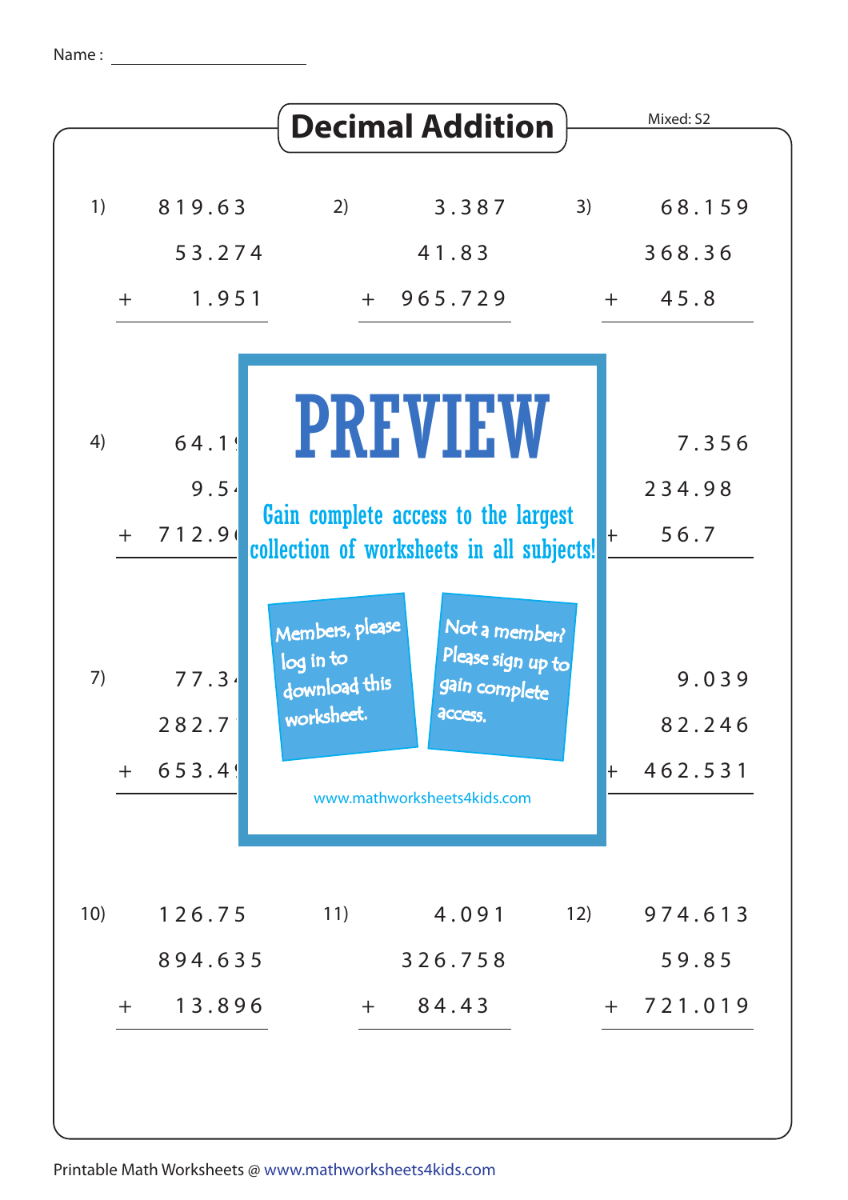Name :

# Decimal Addition

Mixed: S2

1)
```
  819.63
   53.274
+   1.951
```

2)
```
    3.387
   41.83
+ 965.729
```

3)
```
   68.159
  368.36
+  45.8
```

4)
```
   64.1
    9.5
+ 712.9
```

PREVIEW

Gain complete access to the largest collection of worksheets in all subjects!

Members, please log in to download this worksheet.

Not a member? Please sign up to gain complete access.

www.mathworksheets4kids.com

6)
```
    7.356
  234.98
+  56.7
```

7)
```
   77.3
  282.7
+ 653.4
```

9)
```
    9.039
   82.246
+ 462.531
```

10)
```
  126.75
  894.635
+  13.896
```

11)
```
    4.091
  326.758
+  84.43
```

12)
```
  974.613
   59.85
+ 721.019
```

Printable Math Worksheets @ www.mathworksheets4kids.com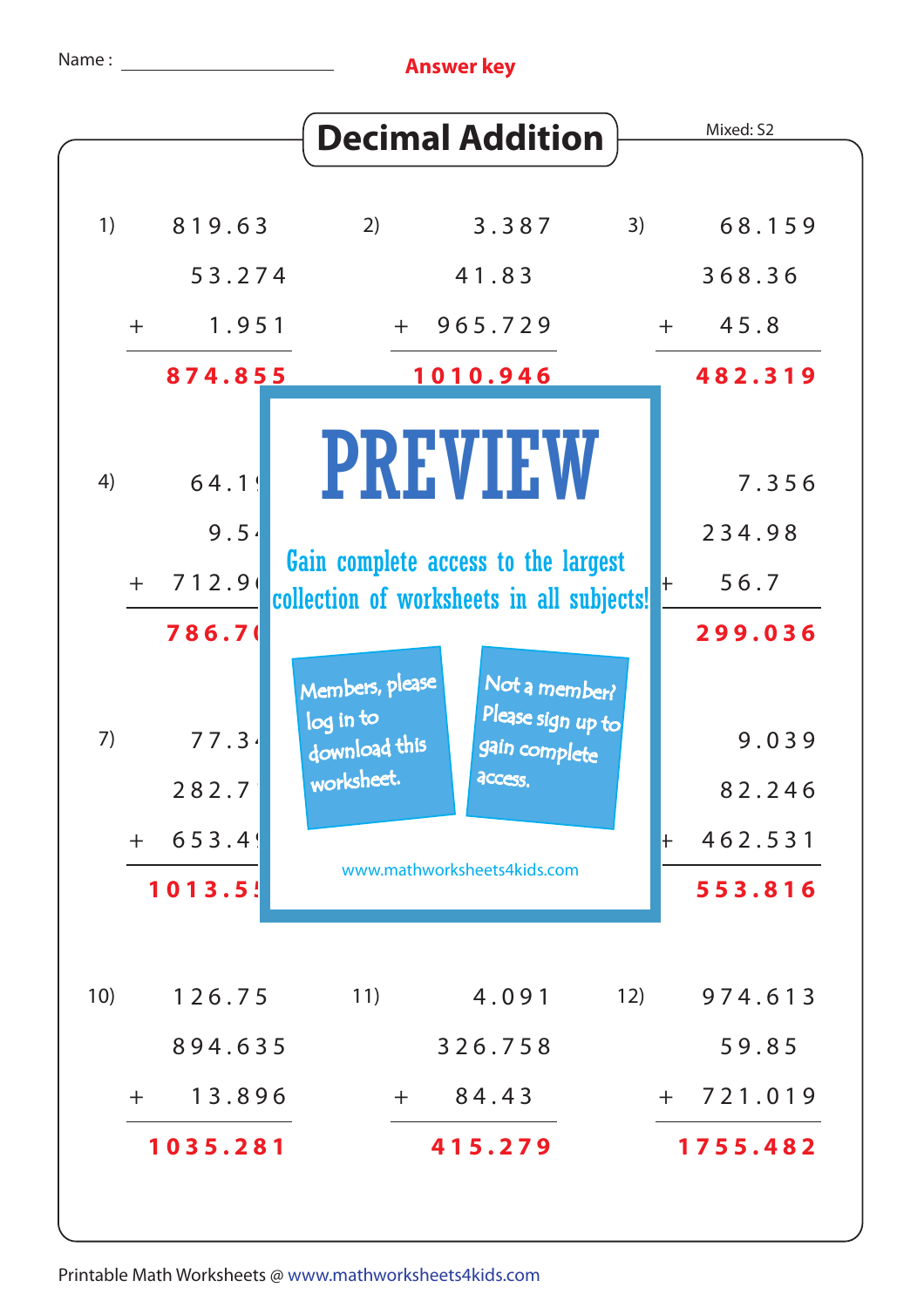Name :

**Answer key**

# Decimal Addition

Mixed: S2

1)
```
   819.63
    53.274
+    1.951
---------
  874.855
```

2)
```
     3.387
    41.83
+  965.729
---------
 1010.946
```

3)
```
    68.159
   368.36
+   45.8
---------
  482.319
```

4)
```
   64.1
    9.5
+ 712.9
---------
  786.7
```

PREVIEW

Gain complete access to the largest collection of worksheets in all subjects!

Members, please log in to download this worksheet.

Not a member? Please sign up to gain complete access.

www.mathworksheets4kids.com

6)
```
     7.356
   234.98
+   56.7
---------
  299.036
```

7)
```
   77.3
  282.7
+ 653.4
---------
 1013.5
```

9)
```
     9.039
    82.246
+  462.531
---------
  553.816
```

10)
```
   126.75
   894.635
+   13.896
---------
 1035.281
```

11)
```
     4.091
   326.758
+   84.43
---------
  415.279
```

12)
```
   974.613
    59.85
+  721.019
---------
 1755.482
```

Printable Math Worksheets @ www.mathworksheets4kids.com